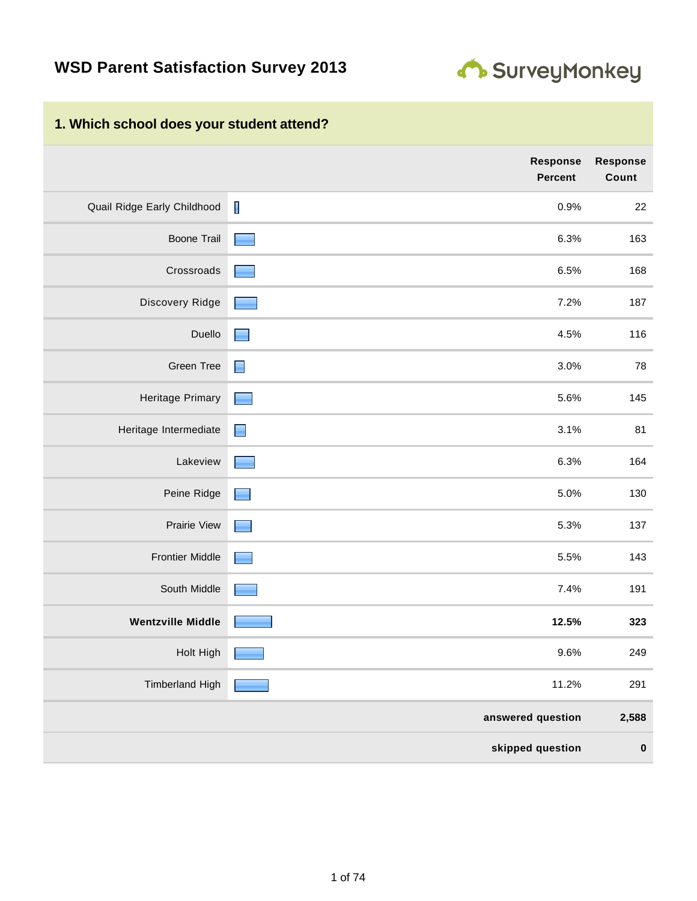# WSD Parent Satisfaction Survey 2013

## 1. Which school does your student attend?

| | Response Percent | Response Count |
|---|---|---|
| Quail Ridge Early Childhood | 0.9% | 22 |
| Boone Trail | 6.3% | 163 |
| Crossroads | 6.5% | 168 |
| Discovery Ridge | 7.2% | 187 |
| Duello | 4.5% | 116 |
| Green Tree | 3.0% | 78 |
| Heritage Primary | 5.6% | 145 |
| Heritage Intermediate | 3.1% | 81 |
| Lakeview | 6.3% | 164 |
| Peine Ridge | 5.0% | 130 |
| Prairie View | 5.3% | 137 |
| Frontier Middle | 5.5% | 143 |
| South Middle | 7.4% | 191 |
| **Wentzville Middle** | **12.5%** | **323** |
| Holt High | 9.6% | 249 |
| Timberland High | 11.2% | 291 |
| | **answered question** | **2,588** |
| | **skipped question** | **0** |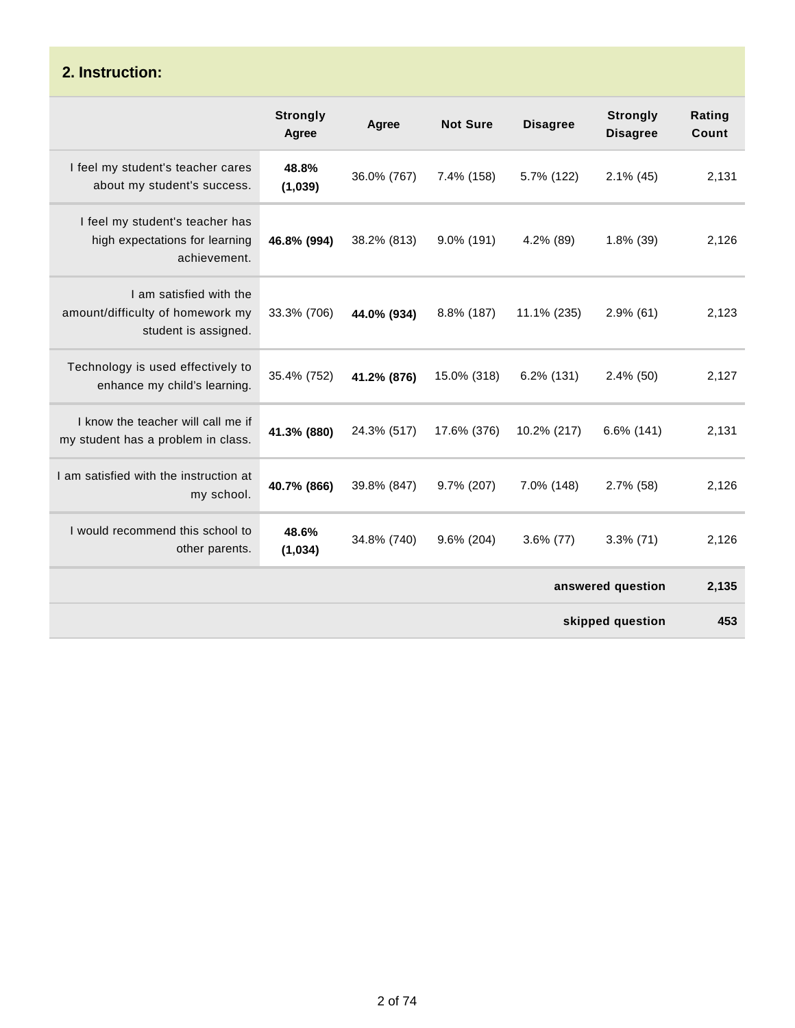## 2. Instruction:

| | Strongly Agree | Agree | Not Sure | Disagree | Strongly Disagree | Rating Count |
|---|---|---|---|---|---|---|
| I feel my student's teacher cares about my student's success. | **48.8% (1,039)** | 36.0% (767) | 7.4% (158) | 5.7% (122) | 2.1% (45) | 2,131 |
| I feel my student's teacher has high expectations for learning achievement. | **46.8% (994)** | 38.2% (813) | 9.0% (191) | 4.2% (89) | 1.8% (39) | 2,126 |
| I am satisfied with the amount/difficulty of homework my student is assigned. | 33.3% (706) | **44.0% (934)** | 8.8% (187) | 11.1% (235) | 2.9% (61) | 2,123 |
| Technology is used effectively to enhance my child's learning. | 35.4% (752) | **41.2% (876)** | 15.0% (318) | 6.2% (131) | 2.4% (50) | 2,127 |
| I know the teacher will call me if my student has a problem in class. | **41.3% (880)** | 24.3% (517) | 17.6% (376) | 10.2% (217) | 6.6% (141) | 2,131 |
| I am satisfied with the instruction at my school. | **40.7% (866)** | 39.8% (847) | 9.7% (207) | 7.0% (148) | 2.7% (58) | 2,126 |
| I would recommend this school to other parents. | **48.6% (1,034)** | 34.8% (740) | 9.6% (204) | 3.6% (77) | 3.3% (71) | 2,126 |
| | | | | | **answered question** | **2,135** |
| | | | | | **skipped question** | **453** |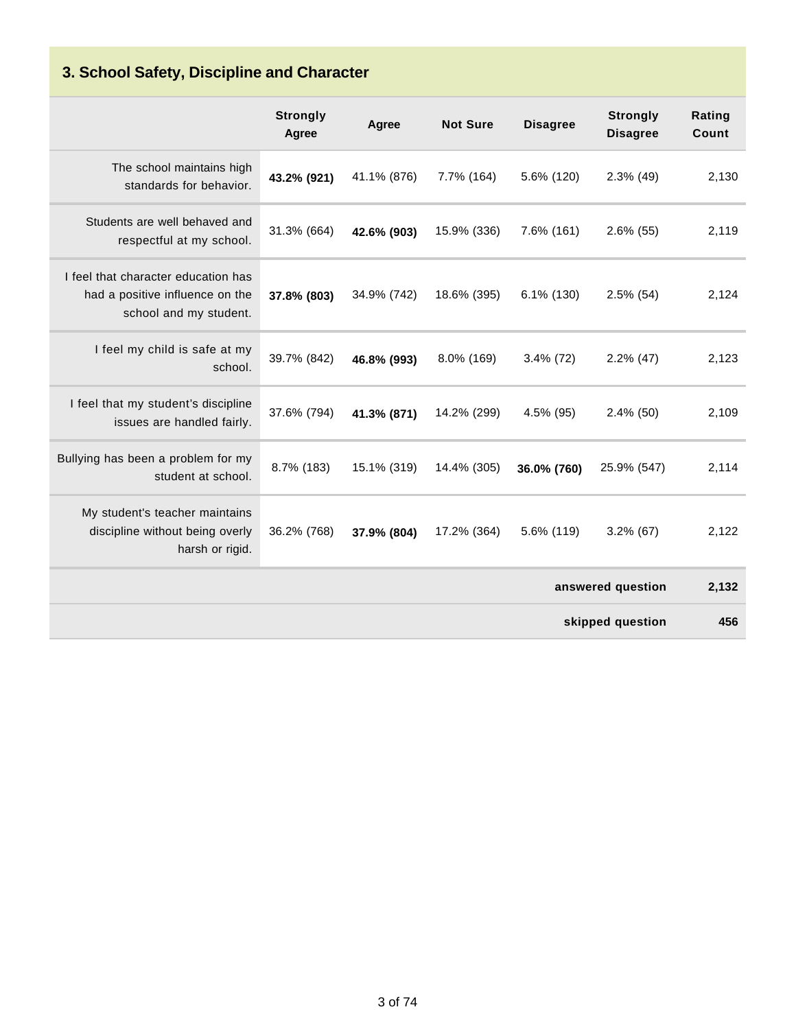## 3. School Safety, Discipline and Character

| | Strongly Agree | Agree | Not Sure | Disagree | Strongly Disagree | Rating Count |
|---|---|---|---|---|---|---|
| The school maintains high standards for behavior. | **43.2% (921)** | 41.1% (876) | 7.7% (164) | 5.6% (120) | 2.3% (49) | 2,130 |
| Students are well behaved and respectful at my school. | 31.3% (664) | **42.6% (903)** | 15.9% (336) | 7.6% (161) | 2.6% (55) | 2,119 |
| I feel that character education has had a positive influence on the school and my student. | **37.8% (803)** | 34.9% (742) | 18.6% (395) | 6.1% (130) | 2.5% (54) | 2,124 |
| I feel my child is safe at my school. | 39.7% (842) | **46.8% (993)** | 8.0% (169) | 3.4% (72) | 2.2% (47) | 2,123 |
| I feel that my student's discipline issues are handled fairly. | 37.6% (794) | **41.3% (871)** | 14.2% (299) | 4.5% (95) | 2.4% (50) | 2,109 |
| Bullying has been a problem for my student at school. | 8.7% (183) | 15.1% (319) | 14.4% (305) | **36.0% (760)** | 25.9% (547) | 2,114 |
| My student's teacher maintains discipline without being overly harsh or rigid. | 36.2% (768) | **37.9% (804)** | 17.2% (364) | 5.6% (119) | 3.2% (67) | 2,122 |
| | | | | | **answered question** | **2,132** |
| | | | | | **skipped question** | **456** |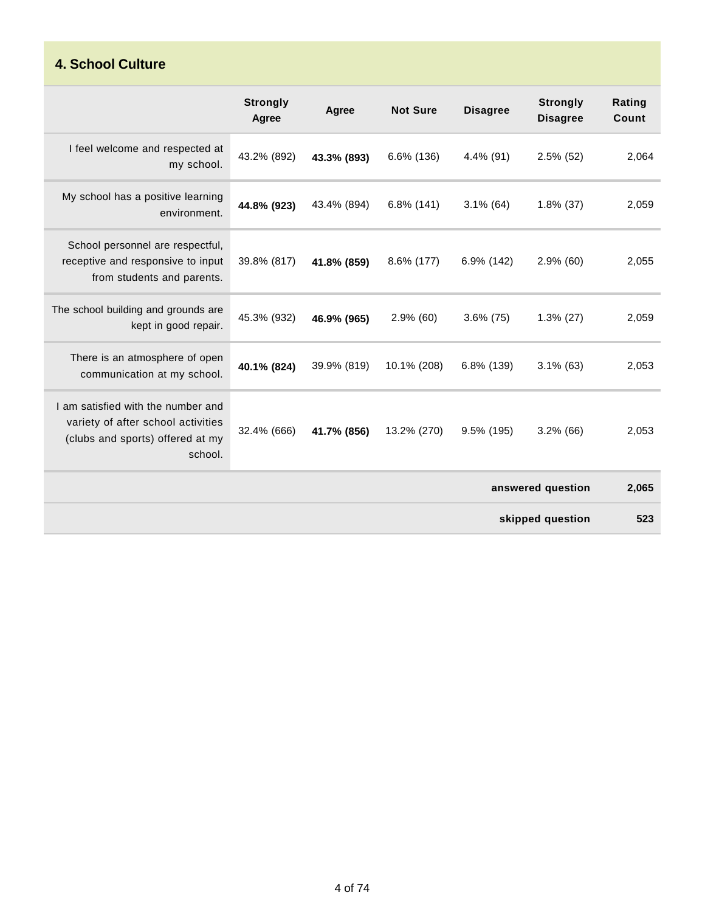## 4. School Culture

| | Strongly Agree | Agree | Not Sure | Disagree | Strongly Disagree | Rating Count |
|---|---|---|---|---|---|---|
| I feel welcome and respected at my school. | 43.2% (892) | **43.3% (893)** | 6.6% (136) | 4.4% (91) | 2.5% (52) | 2,064 |
| My school has a positive learning environment. | **44.8% (923)** | 43.4% (894) | 6.8% (141) | 3.1% (64) | 1.8% (37) | 2,059 |
| School personnel are respectful, receptive and responsive to input from students and parents. | 39.8% (817) | **41.8% (859)** | 8.6% (177) | 6.9% (142) | 2.9% (60) | 2,055 |
| The school building and grounds are kept in good repair. | 45.3% (932) | **46.9% (965)** | 2.9% (60) | 3.6% (75) | 1.3% (27) | 2,059 |
| There is an atmosphere of open communication at my school. | **40.1% (824)** | 39.9% (819) | 10.1% (208) | 6.8% (139) | 3.1% (63) | 2,053 |
| I am satisfied with the number and variety of after school activities (clubs and sports) offered at my school. | 32.4% (666) | **41.7% (856)** | 13.2% (270) | 9.5% (195) | 3.2% (66) | 2,053 |
| | | | | | **answered question** | **2,065** |
| | | | | | **skipped question** | **523** |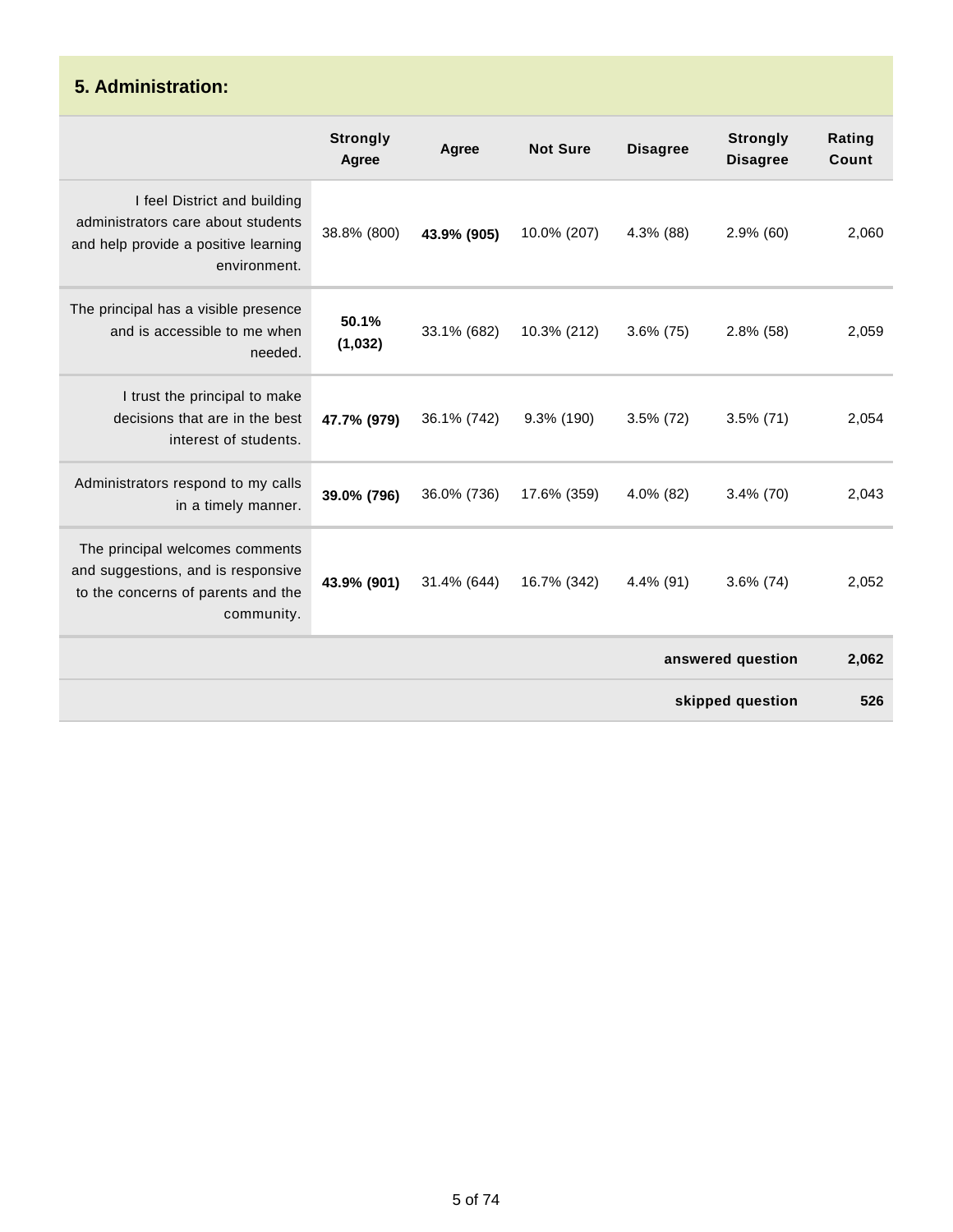## 5. Administration:

| | Strongly Agree | Agree | Not Sure | Disagree | Strongly Disagree | Rating Count |
|---|---|---|---|---|---|---|
| I feel District and building administrators care about students and help provide a positive learning environment. | 38.8% (800) | **43.9% (905)** | 10.0% (207) | 4.3% (88) | 2.9% (60) | 2,060 |
| The principal has a visible presence and is accessible to me when needed. | **50.1% (1,032)** | 33.1% (682) | 10.3% (212) | 3.6% (75) | 2.8% (58) | 2,059 |
| I trust the principal to make decisions that are in the best interest of students. | **47.7% (979)** | 36.1% (742) | 9.3% (190) | 3.5% (72) | 3.5% (71) | 2,054 |
| Administrators respond to my calls in a timely manner. | **39.0% (796)** | 36.0% (736) | 17.6% (359) | 4.0% (82) | 3.4% (70) | 2,043 |
| The principal welcomes comments and suggestions, and is responsive to the concerns of parents and the community. | **43.9% (901)** | 31.4% (644) | 16.7% (342) | 4.4% (91) | 3.6% (74) | 2,052 |
| | | | | | **answered question** | **2,062** |
| | | | | | **skipped question** | **526** |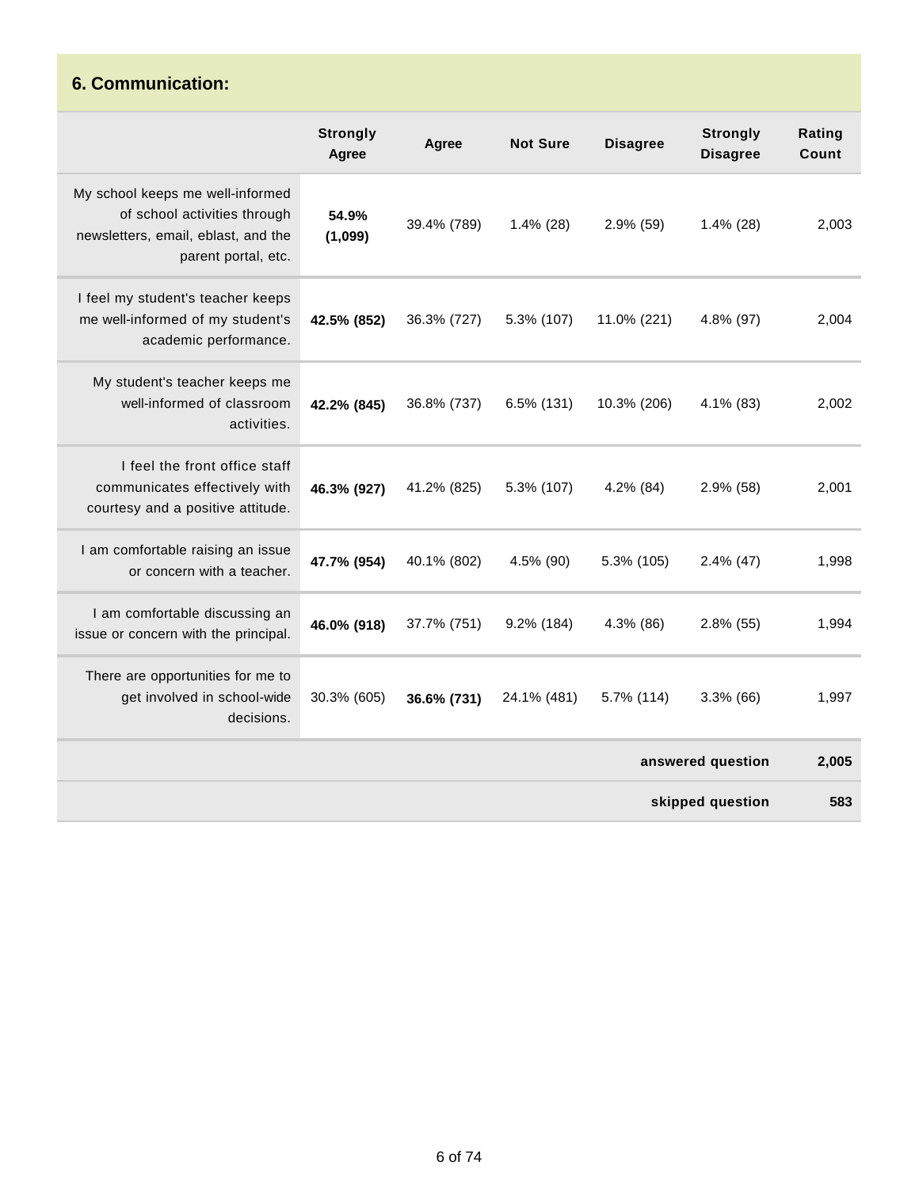## 6. Communication:

| | Strongly Agree | Agree | Not Sure | Disagree | Strongly Disagree | Rating Count |
|---|---|---|---|---|---|---|
| My school keeps me well-informed of school activities through newsletters, email, eblast, and the parent portal, etc. | **54.9% (1,099)** | 39.4% (789) | 1.4% (28) | 2.9% (59) | 1.4% (28) | 2,003 |
| I feel my student's teacher keeps me well-informed of my student's academic performance. | **42.5% (852)** | 36.3% (727) | 5.3% (107) | 11.0% (221) | 4.8% (97) | 2,004 |
| My student's teacher keeps me well-informed of classroom activities. | **42.2% (845)** | 36.8% (737) | 6.5% (131) | 10.3% (206) | 4.1% (83) | 2,002 |
| I feel the front office staff communicates effectively with courtesy and a positive attitude. | **46.3% (927)** | 41.2% (825) | 5.3% (107) | 4.2% (84) | 2.9% (58) | 2,001 |
| I am comfortable raising an issue or concern with a teacher. | **47.7% (954)** | 40.1% (802) | 4.5% (90) | 5.3% (105) | 2.4% (47) | 1,998 |
| I am comfortable discussing an issue or concern with the principal. | **46.0% (918)** | 37.7% (751) | 9.2% (184) | 4.3% (86) | 2.8% (55) | 1,994 |
| There are opportunities for me to get involved in school-wide decisions. | 30.3% (605) | **36.6% (731)** | 24.1% (481) | 5.7% (114) | 3.3% (66) | 1,997 |
| | | | | | **answered question** | **2,005** |
| | | | | | **skipped question** | **583** |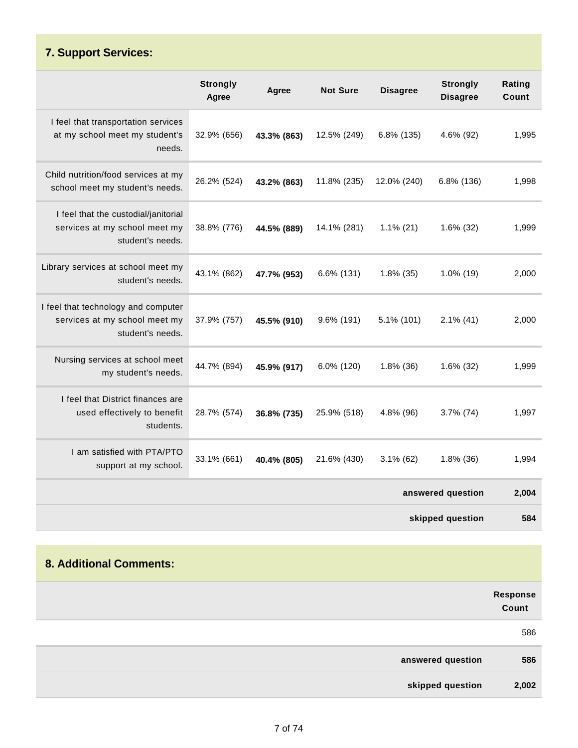## 7. Support Services:

| | Strongly Agree | Agree | Not Sure | Disagree | Strongly Disagree | Rating Count |
|---|---|---|---|---|---|---|
| I feel that transportation services at my school meet my student's needs. | 32.9% (656) | **43.3% (863)** | 12.5% (249) | 6.8% (135) | 4.6% (92) | 1,995 |
| Child nutrition/food services at my school meet my student's needs. | 26.2% (524) | **43.2% (863)** | 11.8% (235) | 12.0% (240) | 6.8% (136) | 1,998 |
| I feel that the custodial/janitorial services at my school meet my student's needs. | 38.8% (776) | **44.5% (889)** | 14.1% (281) | 1.1% (21) | 1.6% (32) | 1,999 |
| Library services at school meet my student's needs. | 43.1% (862) | **47.7% (953)** | 6.6% (131) | 1.8% (35) | 1.0% (19) | 2,000 |
| I feel that technology and computer services at my school meet my student's needs. | 37.9% (757) | **45.5% (910)** | 9.6% (191) | 5.1% (101) | 2.1% (41) | 2,000 |
| Nursing services at school meet my student's needs. | 44.7% (894) | **45.9% (917)** | 6.0% (120) | 1.8% (36) | 1.6% (32) | 1,999 |
| I feel that District finances are used effectively to benefit students. | 28.7% (574) | **36.8% (735)** | 25.9% (518) | 4.8% (96) | 3.7% (74) | 1,997 |
| I am satisfied with PTA/PTO support at my school. | 33.1% (661) | **40.4% (805)** | 21.6% (430) | 3.1% (62) | 1.8% (36) | 1,994 |
| | | | | | **answered question** | **2,004** |
| | | | | | **skipped question** | **584** |

## 8. Additional Comments:

| | Response Count |
|---|---|
| | 586 |
| **answered question** | **586** |
| **skipped question** | **2,002** |